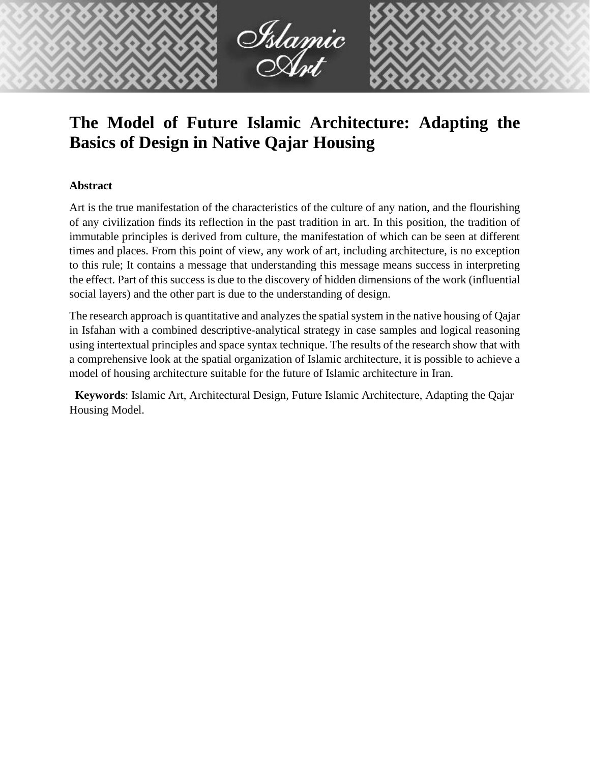# The Model of Future Islamic Architecture: Adapting the Basics of Design in Native Qajar Housing

## Abstract

Art is the true manifestation of the characteristics of the culture of any nation, and the flourishing of any civilization finds its reflection in the past tradition in art. In this position, the tradition of immutable principles is derived from culture, the manifestation of which can be seen at different times and places. From this point of view, any work of art, including architecture, is no exception to this rule; It contains a message that understanding this message means success in interpreting the effect. Part of this success is due to the discovery of hidden dimensions of the work (influential social layers) and the other part is due to the understanding of design.

The research approach is quantitative and analyzes the spatial system in the native housing of Qajar in Isfahan with a combined descriptive-analytical strategy in case samples and logical reasoning using intertextual principles and space syntax technique. The results of the research show that with a comprehensive look at the spatial organization of Islamic architecture, it is possible to achieve a model of housing architecture suitable for the future of Islamic architecture in Iran.

**Keywords**: Islamic Art, Architectural Design, Future Islamic Architecture, Adapting the Qajar Housing Model.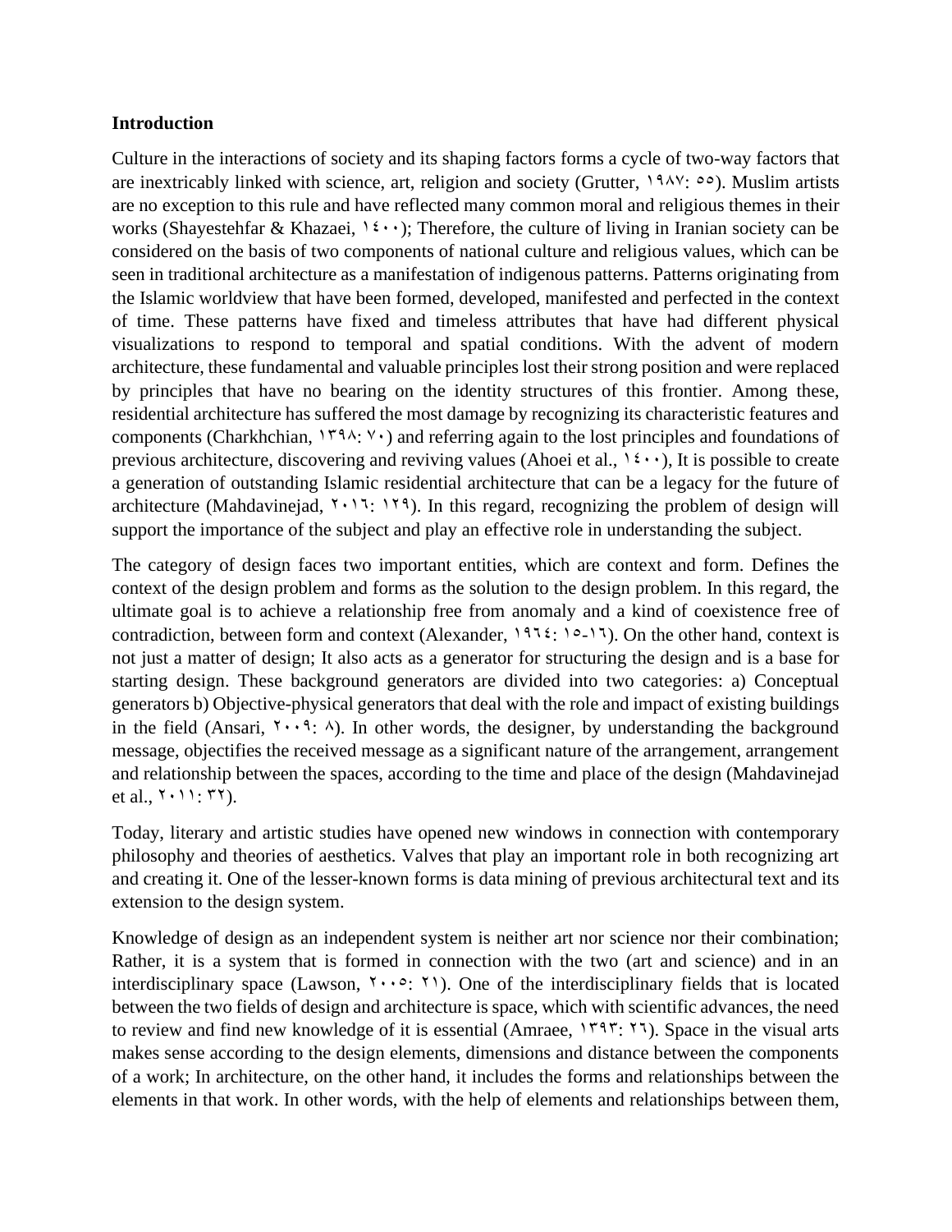**Introduction**

Culture in the interactions of society and its shaping factors forms a cycle of two-way factors that are inextricably linked with science, art, religion and society (Grutter, ۱۹۸۷: ۵۵). Muslim artists are no exception to this rule and have reflected many common moral and religious themes in their works (Shayestehfar & Khazaei, ۱۴۰۰); Therefore, the culture of living in Iranian society can be considered on the basis of two components of national culture and religious values, which can be seen in traditional architecture as a manifestation of indigenous patterns. Patterns originating from the Islamic worldview that have been formed, developed, manifested and perfected in the context of time. These patterns have fixed and timeless attributes that have had different physical visualizations to respond to temporal and spatial conditions. With the advent of modern architecture, these fundamental and valuable principles lost their strong position and were replaced by principles that have no bearing on the identity structures of this frontier. Among these, residential architecture has suffered the most damage by recognizing its characteristic features and components (Charkhchian, ۱۳۹۸: ۷۰) and referring again to the lost principles and foundations of previous architecture, discovering and reviving values (Ahoei et al., ۱۴۰۰), It is possible to create a generation of outstanding Islamic residential architecture that can be a legacy for the future of architecture (Mahdavinejad, ۲۰۱۶: ۱۲۹). In this regard, recognizing the problem of design will support the importance of the subject and play an effective role in understanding the subject.

The category of design faces two important entities, which are context and form. Defines the context of the design problem and forms as the solution to the design problem. In this regard, the ultimate goal is to achieve a relationship free from anomaly and a kind of coexistence free of contradiction, between form and context (Alexander, ۱۹۶۴: ۱۵-۱۶). On the other hand, context is not just a matter of design; It also acts as a generator for structuring the design and is a base for starting design. These background generators are divided into two categories: a) Conceptual generators b) Objective-physical generators that deal with the role and impact of existing buildings in the field (Ansari, ۲۰۰۹: ۸). In other words, the designer, by understanding the background message, objectifies the received message as a significant nature of the arrangement, arrangement and relationship between the spaces, according to the time and place of the design (Mahdavinejad et al., ۲۰۱۱: ۳۲).

Today, literary and artistic studies have opened new windows in connection with contemporary philosophy and theories of aesthetics. Valves that play an important role in both recognizing art and creating it. One of the lesser-known forms is data mining of previous architectural text and its extension to the design system.

Knowledge of design as an independent system is neither art nor science nor their combination; Rather, it is a system that is formed in connection with the two (art and science) and in an interdisciplinary space (Lawson, ۲۰۰۵: ۲۱). One of the interdisciplinary fields that is located between the two fields of design and architecture is space, which with scientific advances, the need to review and find new knowledge of it is essential (Amraee, ۱۳۹۳: ۲۶). Space in the visual arts makes sense according to the design elements, dimensions and distance between the components of a work; In architecture, on the other hand, it includes the forms and relationships between the elements in that work. In other words, with the help of elements and relationships between them,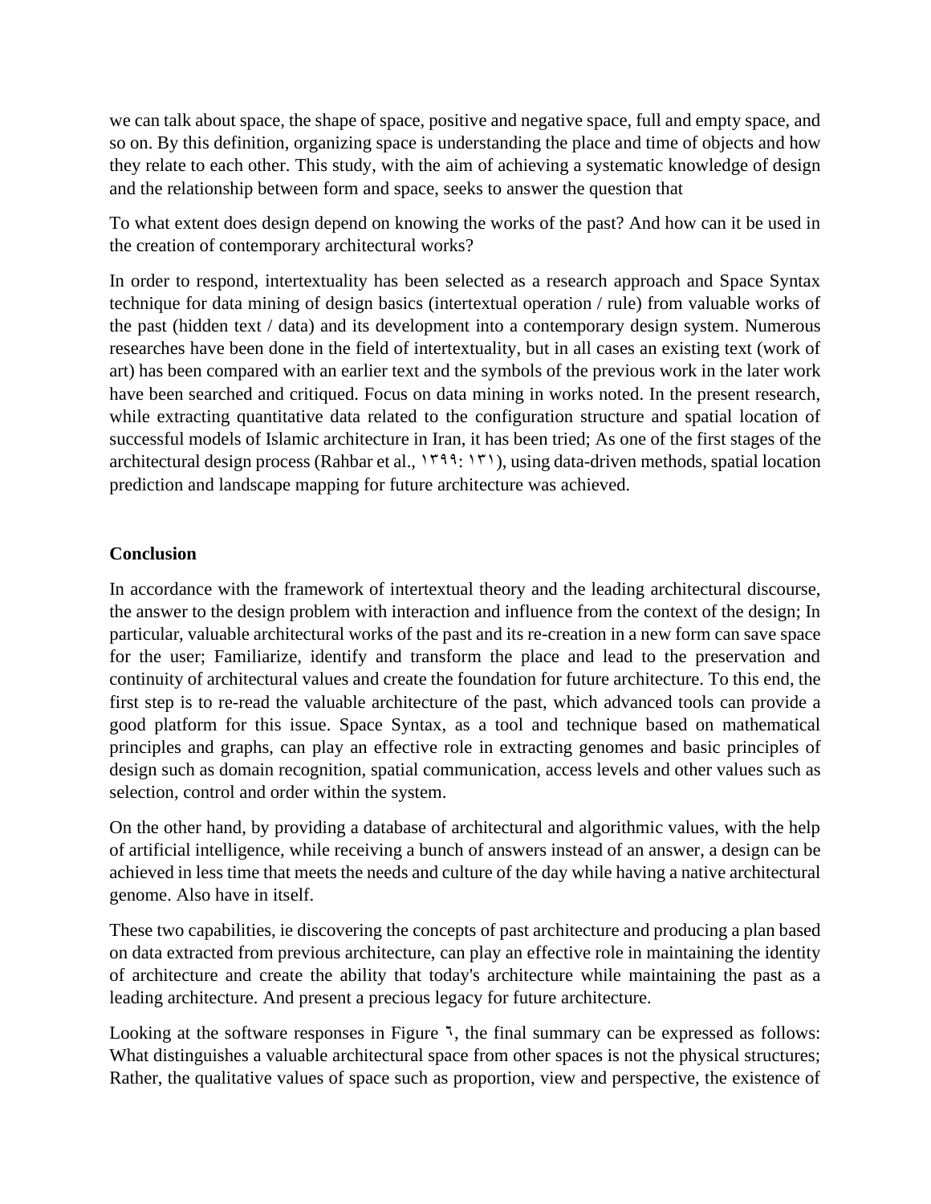we can talk about space, the shape of space, positive and negative space, full and empty space, and so on. By this definition, organizing space is understanding the place and time of objects and how they relate to each other. This study, with the aim of achieving a systematic knowledge of design and the relationship between form and space, seeks to answer the question that

To what extent does design depend on knowing the works of the past? And how can it be used in the creation of contemporary architectural works?

In order to respond, intertextuality has been selected as a research approach and Space Syntax technique for data mining of design basics (intertextual operation / rule) from valuable works of the past (hidden text / data) and its development into a contemporary design system. Numerous researches have been done in the field of intertextuality, but in all cases an existing text (work of art) has been compared with an earlier text and the symbols of the previous work in the later work have been searched and critiqued. Focus on data mining in works noted. In the present research, while extracting quantitative data related to the configuration structure and spatial location of successful models of Islamic architecture in Iran, it has been tried; As one of the first stages of the architectural design process (Rahbar et al., ۱۳۹۹: ۱۳۱), using data-driven methods, spatial location prediction and landscape mapping for future architecture was achieved.

**Conclusion**

In accordance with the framework of intertextual theory and the leading architectural discourse, the answer to the design problem with interaction and influence from the context of the design; In particular, valuable architectural works of the past and its re-creation in a new form can save space for the user; Familiarize, identify and transform the place and lead to the preservation and continuity of architectural values and create the foundation for future architecture. To this end, the first step is to re-read the valuable architecture of the past, which advanced tools can provide a good platform for this issue. Space Syntax, as a tool and technique based on mathematical principles and graphs, can play an effective role in extracting genomes and basic principles of design such as domain recognition, spatial communication, access levels and other values such as selection, control and order within the system.

On the other hand, by providing a database of architectural and algorithmic values, with the help of artificial intelligence, while receiving a bunch of answers instead of an answer, a design can be achieved in less time that meets the needs and culture of the day while having a native architectural genome. Also have in itself.

These two capabilities, ie discovering the concepts of past architecture and producing a plan based on data extracted from previous architecture, can play an effective role in maintaining the identity of architecture and create the ability that today's architecture while maintaining the past as a leading architecture. And present a precious legacy for future architecture.

Looking at the software responses in Figure ٦, the final summary can be expressed as follows: What distinguishes a valuable architectural space from other spaces is not the physical structures; Rather, the qualitative values of space such as proportion, view and perspective, the existence of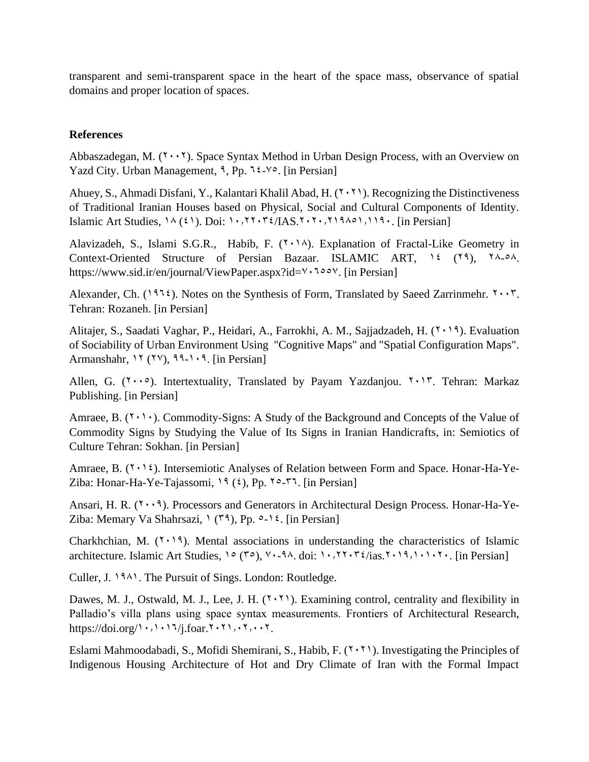transparent and semi-transparent space in the heart of the space mass, observance of spatial domains and proper location of spaces.

**References**

Abbaszadegan, M. (۲۰۰۲). Space Syntax Method in Urban Design Process, with an Overview on Yazd City. Urban Management, ۹, Pp. ٦٤-۷٥. [in Persian]

Ahuey, S., Ahmadi Disfani, Y., Kalantari Khalil Abad, H. (۲۰۲۱). Recognizing the Distinctiveness of Traditional Iranian Houses based on Physical, Social and Cultural Components of Identity. Islamic Art Studies, ۱۸ (٤۱). Doi: ۱۰,۲۲۰۳٤/IAS.۲۰۲۰,۲۱۹۸٥۱,۱۱۹۰. [in Persian]

Alavizadeh, S., Islami S.G.R., Habib, F. (۲۰۱۸). Explanation of Fractal-Like Geometry in Context-Oriented Structure of Persian Bazaar. ISLAMIC ART, ۱٤ (۲۹), ۲۸-٥۸. https://www.sid.ir/en/journal/ViewPaper.aspx?id=۷۰٦٥٥۷. [in Persian]

Alexander, Ch. (۱۹٦٤). Notes on the Synthesis of Form, Translated by Saeed Zarrinmehr. ۲۰۰۳. Tehran: Rozaneh. [in Persian]

Alitajer, S., Saadati Vaghar, P., Heidari, A., Farrokhi, A. M., Sajjadzadeh, H. (۲۰۱۹). Evaluation of Sociability of Urban Environment Using "Cognitive Maps" and "Spatial Configuration Maps". Armanshahr, ۱۲ (۲۷), ۹۹-۱۰۹. [in Persian]

Allen, G. (۲۰۰٥). Intertextuality, Translated by Payam Yazdanjou. ۲۰۱۳. Tehran: Markaz Publishing. [in Persian]

Amraee, B. (۲۰۱۰). Commodity-Signs: A Study of the Background and Concepts of the Value of Commodity Signs by Studying the Value of Its Signs in Iranian Handicrafts, in: Semiotics of Culture Tehran: Sokhan. [in Persian]

Amraee, B. (۲۰۱٤). Intersemiotic Analyses of Relation between Form and Space. Honar-Ha-Ye-Ziba: Honar-Ha-Ye-Tajassomi, ۱۹ (٤), Pp. ۲٥-۳٦. [in Persian]

Ansari, H. R. (۲۰۰۹). Processors and Generators in Architectural Design Process. Honar-Ha-Ye-Ziba: Memary Va Shahrsazi, ۱ (۳۹), Pp. ٥-۱٤. [in Persian]

Charkhchian, M. (۲۰۱۹). Mental associations in understanding the characteristics of Islamic architecture. Islamic Art Studies, ۱٥ (۳٥), ۷۰-۹۸. doi: ۱۰,۲۲۰۳٤/ias.۲۰۱۹,۱۰۱۰۲۰. [in Persian]

Culler, J. ۱۹۸۱. The Pursuit of Sings. London: Routledge.

Dawes, M. J., Ostwald, M. J., Lee, J. H. (۲۰۲۱). Examining control, centrality and flexibility in Palladio's villa plans using space syntax measurements. Frontiers of Architectural Research, https://doi.org/۱۰,۱۰۱٦/j.foar.۲۰۲۱,۰۲,۰۰۲.

Eslami Mahmoodabadi, S., Mofidi Shemirani, S., Habib, F. (۲۰۲۱). Investigating the Principles of Indigenous Housing Architecture of Hot and Dry Climate of Iran with the Formal Impact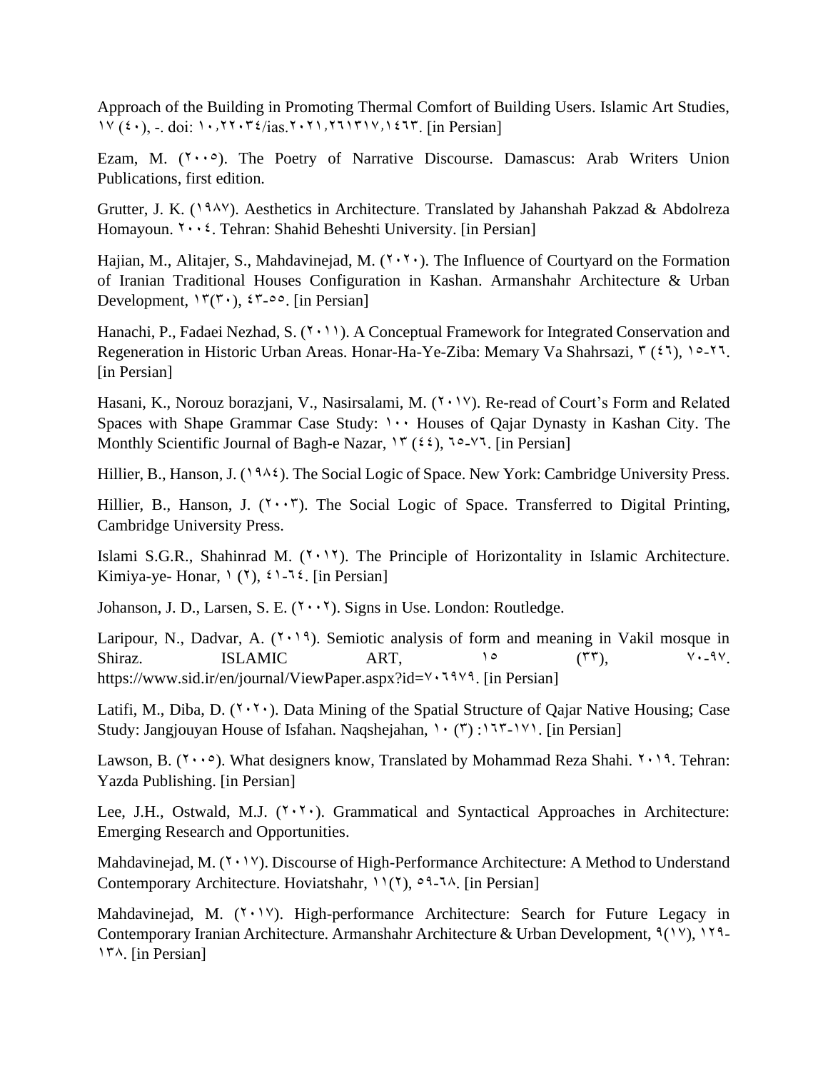Approach of the Building in Promoting Thermal Comfort of Building Users. Islamic Art Studies, ١٧ (٤٠), -. doi: ١٠,٢٢٠٣٤/ias.٢٠٢١,٢٦١٣١٧,١٤٦٣. [in Persian]

Ezam, M. (٢٠٠٥). The Poetry of Narrative Discourse. Damascus: Arab Writers Union Publications, first edition.

Grutter, J. K. (١٩٨٧). Aesthetics in Architecture. Translated by Jahanshah Pakzad & Abdolreza Homayoun. ٢٠٠٤. Tehran: Shahid Beheshti University. [in Persian]

Hajian, M., Alitajer, S., Mahdavinejad, M. (٢٠٢٠). The Influence of Courtyard on the Formation of Iranian Traditional Houses Configuration in Kashan. Armanshahr Architecture & Urban Development, ١٣(٣٠), ٤٣-٥٥. [in Persian]

Hanachi, P., Fadaei Nezhad, S. (٢٠١١). A Conceptual Framework for Integrated Conservation and Regeneration in Historic Urban Areas. Honar-Ha-Ye-Ziba: Memary Va Shahrsazi, ٣ (٤٦), ١٥-٢٦. [in Persian]

Hasani, K., Norouz borazjani, V., Nasirsalami, M. (٢٠١٧). Re-read of Court's Form and Related Spaces with Shape Grammar Case Study: ١٠٠ Houses of Qajar Dynasty in Kashan City. The Monthly Scientific Journal of Bagh-e Nazar, ١٣ (٤٤), ٦٥-٧٦. [in Persian]

Hillier, B., Hanson, J. (١٩٨٤). The Social Logic of Space. New York: Cambridge University Press.

Hillier, B., Hanson, J. (٢٠٠٣). The Social Logic of Space. Transferred to Digital Printing, Cambridge University Press.

Islami S.G.R., Shahinrad M. (٢٠١٢). The Principle of Horizontality in Islamic Architecture. Kimiya-ye- Honar, ١ (٢), ٤١-٦٤. [in Persian]

Johanson, J. D., Larsen, S. E. (٢٠٠٢). Signs in Use. London: Routledge.

Laripour, N., Dadvar, A. (٢٠١٩). Semiotic analysis of form and meaning in Vakil mosque in Shiraz. ISLAMIC ART, ١٥ (٣٣), ٧٠-٩٧. https://www.sid.ir/en/journal/ViewPaper.aspx?id=٧٠٦٩٧٩. [in Persian]

Latifi, M., Diba, D. (٢٠٢٠). Data Mining of the Spatial Structure of Qajar Native Housing; Case Study: Jangjouyan House of Isfahan. Naqshejahan, ١٠ (٣) :١٦٣-١٧١. [in Persian]

Lawson, B. (٢٠٠٥). What designers know, Translated by Mohammad Reza Shahi. ٢٠١٩. Tehran: Yazda Publishing. [in Persian]

Lee, J.H., Ostwald, M.J. (٢٠٢٠). Grammatical and Syntactical Approaches in Architecture: Emerging Research and Opportunities.

Mahdavinejad, M. (٢٠١٧). Discourse of High-Performance Architecture: A Method to Understand Contemporary Architecture. Hoviatshahr, ١١(٢), ٥٩-٦٨. [in Persian]

Mahdavinejad, M. (٢٠١٧). High-performance Architecture: Search for Future Legacy in Contemporary Iranian Architecture. Armanshahr Architecture & Urban Development, ٩(١٧), ١٢٩-١٣٨. [in Persian]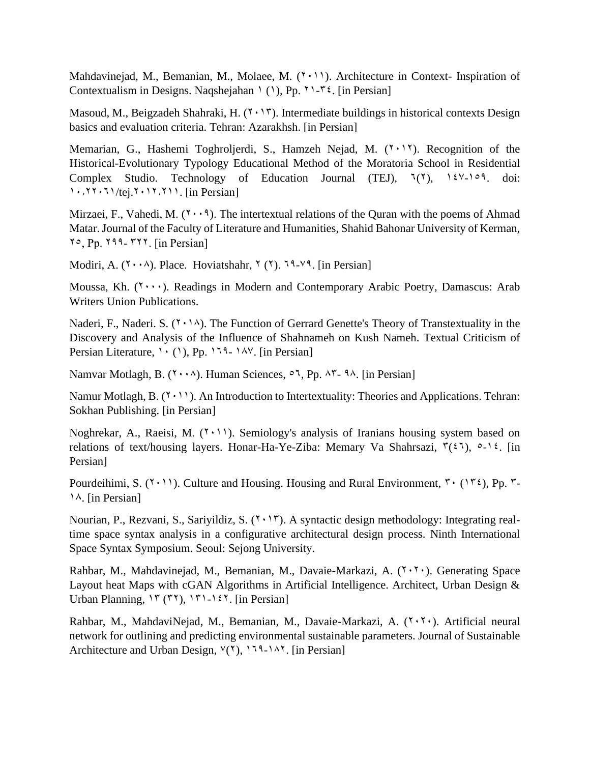Mahdavinejad, M., Bemanian, M., Molaee, M. (٢٠١١). Architecture in Context- Inspiration of Contextualism in Designs. Naqshejahan ١ (١), Pp. ٢١-٣٤. [in Persian]

Masoud, M., Beigzadeh Shahraki, H. (٢٠١٣). Intermediate buildings in historical contexts Design basics and evaluation criteria. Tehran: Azarakhsh. [in Persian]

Memarian, G., Hashemi Toghroljerdi, S., Hamzeh Nejad, M. (٢٠١٢). Recognition of the Historical-Evolutionary Typology Educational Method of the Moratoria School in Residential Complex Studio. Technology of Education Journal (TEJ), ٦(٢), ١٤٧-١٥٩. doi: ١٠,٢٢٠٦١/tej.٢٠١٢,٢١١. [in Persian]

Mirzaei, F., Vahedi, M. (٢٠٠٩). The intertextual relations of the Quran with the poems of Ahmad Matar. Journal of the Faculty of Literature and Humanities, Shahid Bahonar University of Kerman, ٢٥, Pp. ٢٩٩- ٣٢٢. [in Persian]

Modiri, A. (٢٠٠٨). Place. Hoviatshahr, ٢ (٢). ٦٩-٧٩. [in Persian]

Moussa, Kh. (٢٠٠٠). Readings in Modern and Contemporary Arabic Poetry, Damascus: Arab Writers Union Publications.

Naderi, F., Naderi. S. (٢٠١٨). The Function of Gerrard Genette's Theory of Transtextuality in the Discovery and Analysis of the Influence of Shahnameh on Kush Nameh. Textual Criticism of Persian Literature, ١٠ (١), Pp. ١٦٩- ١٨٧. [in Persian]

Namvar Motlagh, B. (٢٠٠٨). Human Sciences, ٥٦, Pp. ٨٣- ٩٨. [in Persian]

Namur Motlagh, B. (٢٠١١). An Introduction to Intertextuality: Theories and Applications. Tehran: Sokhan Publishing. [in Persian]

Noghrekar, A., Raeisi, M. (٢٠١١). Semiology's analysis of Iranians housing system based on relations of text/housing layers. Honar-Ha-Ye-Ziba: Memary Va Shahrsazi, ٣(٤٦), ٥-١٤. [in Persian]

Pourdeihimi, S. (٢٠١١). Culture and Housing. Housing and Rural Environment, ٣٠ (١٣٤), Pp. ٣- ١٨. [in Persian]

Nourian, P., Rezvani, S., Sariyildiz, S. (٢٠١٣). A syntactic design methodology: Integrating real-time space syntax analysis in a configurative architectural design process. Ninth International Space Syntax Symposium. Seoul: Sejong University.

Rahbar, M., Mahdavinejad, M., Bemanian, M., Davaie-Markazi, A. (٢٠٢٠). Generating Space Layout heat Maps with cGAN Algorithms in Artificial Intelligence. Architect, Urban Design & Urban Planning, ١٣ (٣٢), ١٣١-١٤٢. [in Persian]

Rahbar, M., MahdaviNejad, M., Bemanian, M., Davaie-Markazi, A. (٢٠٢٠). Artificial neural network for outlining and predicting environmental sustainable parameters. Journal of Sustainable Architecture and Urban Design, ٧(٢), ١٦٩-١٨٢. [in Persian]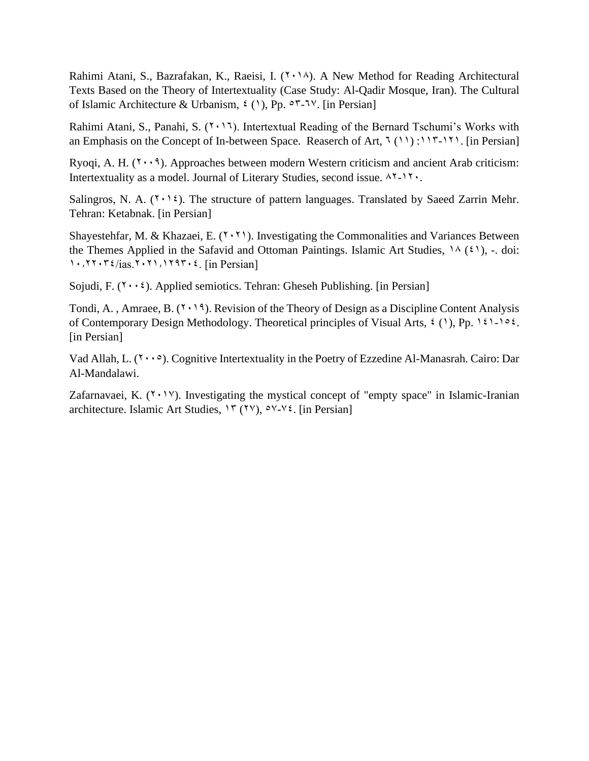Rahimi Atani, S., Bazrafakan, K., Raeisi, I. (٢٠١٨). A New Method for Reading Architectural Texts Based on the Theory of Intertextuality (Case Study: Al-Qadir Mosque, Iran). The Cultural of Islamic Architecture & Urbanism, ٤ (١), Pp. ٥٣-٦٧. [in Persian]

Rahimi Atani, S., Panahi, S. (٢٠١٦). Intertextual Reading of the Bernard Tschumi's Works with an Emphasis on the Concept of In-between Space. Reaserch of Art, ٦ (١١) :١١٣-١٢١. [in Persian]

Ryoqi, A. H. (٢٠٠٩). Approaches between modern Western criticism and ancient Arab criticism: Intertextuality as a model. Journal of Literary Studies, second issue. ٨٢-١٢٠.

Salingros, N. A. (٢٠١٤). The structure of pattern languages. Translated by Saeed Zarrin Mehr. Tehran: Ketabnak. [in Persian]

Shayestehfar, M. & Khazaei, E. (٢٠٢١). Investigating the Commonalities and Variances Between the Themes Applied in the Safavid and Ottoman Paintings. Islamic Art Studies, ١٨ (٤١), -. doi: ١٠,٢٢٠٣٤/ias.٢٠٢١,١٢٩٣٠٤. [in Persian]

Sojudi, F. (٢٠٠٤). Applied semiotics. Tehran: Gheseh Publishing. [in Persian]

Tondi, A. , Amraee, B. (٢٠١٩). Revision of the Theory of Design as a Discipline Content Analysis of Contemporary Design Methodology. Theoretical principles of Visual Arts, ٤ (١), Pp. ١٤١-١٥٤. [in Persian]

Vad Allah, L. (٢٠٠٥). Cognitive Intertextuality in the Poetry of Ezzedine Al-Manasrah. Cairo: Dar Al-Mandalawi.

Zafarnavaei, K. (٢٠١٧). Investigating the mystical concept of "empty space" in Islamic-Iranian architecture. Islamic Art Studies, ١٣ (٢٧), ٥٧-٧٤. [in Persian]